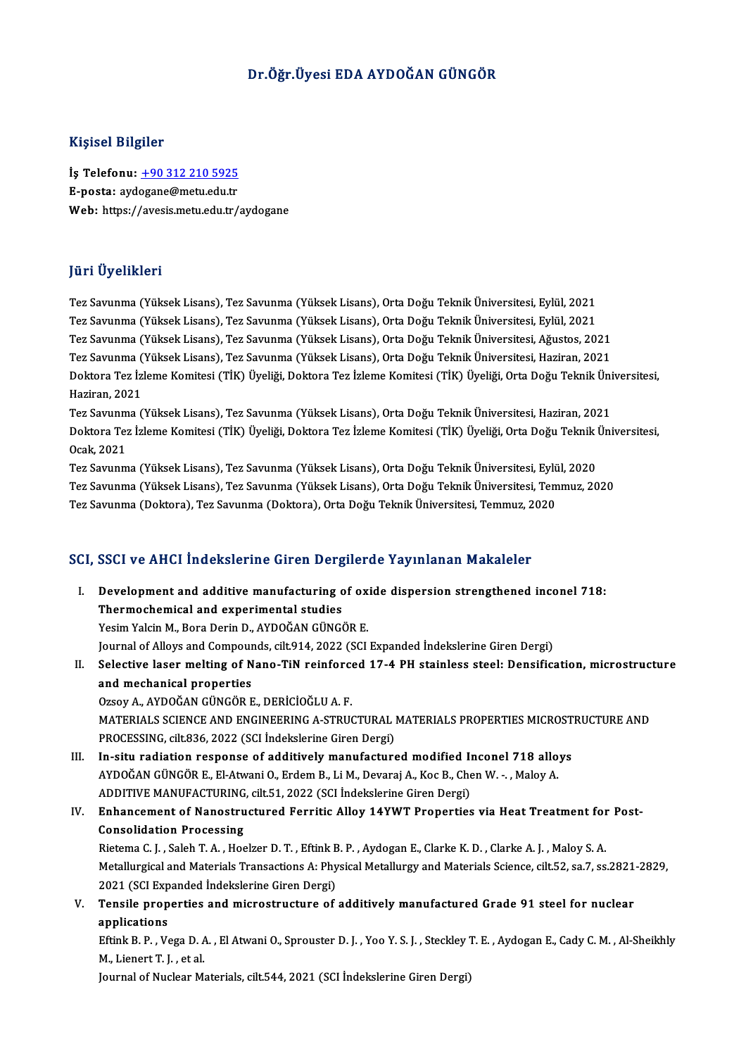# Dr.Öğr.Üyesi EDA AYDOĞAN GÜNGÖR

## Kişisel Bilgiler

**İş Telefonu:** +90 312 210 5925
**E-posta:** aydogane@metu.edu.tr
**Web:** https://avesis.metu.edu.tr/aydogane

## Jüri Üyelikleri

Tez Savunma (Yüksek Lisans), Tez Savunma (Yüksek Lisans), Orta Doğu Teknik Üniversitesi, Eylül, 2021
Tez Savunma (Yüksek Lisans), Tez Savunma (Yüksek Lisans), Orta Doğu Teknik Üniversitesi, Eylül, 2021
Tez Savunma (Yüksek Lisans), Tez Savunma (Yüksek Lisans), Orta Doğu Teknik Üniversitesi, Ağustos, 2021
Tez Savunma (Yüksek Lisans), Tez Savunma (Yüksek Lisans), Orta Doğu Teknik Üniversitesi, Haziran, 2021
Doktora Tez İzleme Komitesi (TİK) Üyeliği, Doktora Tez İzleme Komitesi (TİK) Üyeliği, Orta Doğu Teknik Üniversitesi, Haziran, 2021
Tez Savunma (Yüksek Lisans), Tez Savunma (Yüksek Lisans), Orta Doğu Teknik Üniversitesi, Haziran, 2021
Doktora Tez İzleme Komitesi (TİK) Üyeliği, Doktora Tez İzleme Komitesi (TİK) Üyeliği, Orta Doğu Teknik Üniversitesi, Ocak, 2021
Tez Savunma (Yüksek Lisans), Tez Savunma (Yüksek Lisans), Orta Doğu Teknik Üniversitesi, Eylül, 2020
Tez Savunma (Yüksek Lisans), Tez Savunma (Yüksek Lisans), Orta Doğu Teknik Üniversitesi, Temmuz, 2020
Tez Savunma (Doktora), Tez Savunma (Doktora), Orta Doğu Teknik Üniversitesi, Temmuz, 2020

## SCI, SSCI ve AHCI İndekslerine Giren Dergilerde Yayınlanan Makaleler

I. **Development and additive manufacturing of oxide dispersion strengthened inconel 718: Thermochemical and experimental studies**
Yesim Yalcin M., Bora Derin D., AYDOĞAN GÜNGÖR E.
Journal of Alloys and Compounds, cilt.914, 2022 (SCI Expanded İndekslerine Giren Dergi)

II. **Selective laser melting of Nano-TiN reinforced 17-4 PH stainless steel: Densification, microstructure and mechanical properties**
Ozsoy A., AYDOĞAN GÜNGÖR E., DERİCİOĞLU A. F.
MATERIALS SCIENCE AND ENGINEERING A-STRUCTURAL MATERIALS PROPERTIES MICROSTRUCTURE AND PROCESSING, cilt.836, 2022 (SCI İndekslerine Giren Dergi)

III. **In-situ radiation response of additively manufactured modified Inconel 718 alloys**
AYDOĞAN GÜNGÖR E., El-Atwani O., Erdem B., Li M., Devaraj A., Koc B., Chen W. -. , Maloy A.
ADDITIVE MANUFACTURING, cilt.51, 2022 (SCI İndekslerine Giren Dergi)

IV. **Enhancement of Nanostructured Ferritic Alloy 14YWT Properties via Heat Treatment for Post-Consolidation Processing**
Rietema C. J. , Saleh T. A. , Hoelzer D. T. , Eftink B. P. , Aydogan E., Clarke K. D. , Clarke A. J. , Maloy S. A.
Metallurgical and Materials Transactions A: Physical Metallurgy and Materials Science, cilt.52, sa.7, ss.2821-2829, 2021 (SCI Expanded İndekslerine Giren Dergi)

V. **Tensile properties and microstructure of additively manufactured Grade 91 steel for nuclear applications**
Eftink B. P. , Vega D. A. , El Atwani O., Sprouster D. J. , Yoo Y. S. J. , Steckley T. E. , Aydogan E., Cady C. M. , Al-Sheikhly M., Lienert T. J. , et al.
Journal of Nuclear Materials, cilt.544, 2021 (SCI İndekslerine Giren Dergi)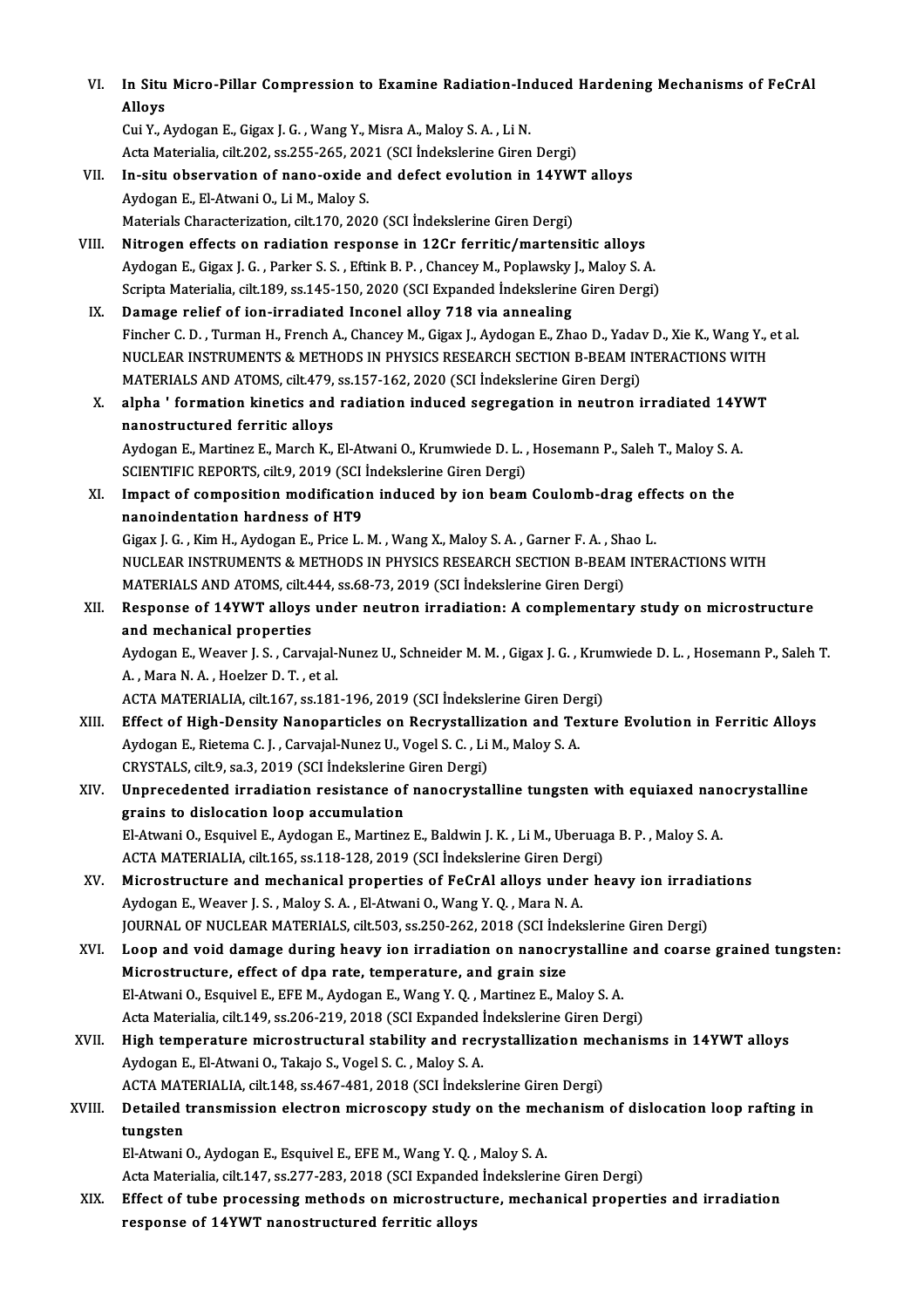VI. **In Situ Micro-Pillar Compression to Examine Radiation-Induced Hardening Mechanisms of FeCrAl Alloys**
Cui Y., Aydogan E., Gigax J. G. , Wang Y., Misra A., Maloy S. A. , Li N.
Acta Materialia, cilt.202, ss.255-265, 2021 (SCI İndekslerine Giren Dergi)

VII. **In-situ observation of nano-oxide and defect evolution in 14YWT alloys**
Aydogan E., El-Atwani O., Li M., Maloy S.
Materials Characterization, cilt.170, 2020 (SCI İndekslerine Giren Dergi)

VIII. **Nitrogen effects on radiation response in 12Cr ferritic/martensitic alloys**
Aydogan E., Gigax J. G. , Parker S. S. , Eftink B. P. , Chancey M., Poplawsky J., Maloy S. A.
Scripta Materialia, cilt.189, ss.145-150, 2020 (SCI Expanded İndekslerine Giren Dergi)

IX. **Damage relief of ion-irradiated Inconel alloy 718 via annealing**
Fincher C. D. , Turman H., French A., Chancey M., Gigax J., Aydogan E., Zhao D., Yadav D., Xie K., Wang Y., et al.
NUCLEAR INSTRUMENTS & METHODS IN PHYSICS RESEARCH SECTION B-BEAM INTERACTIONS WITH MATERIALS AND ATOMS, cilt.479, ss.157-162, 2020 (SCI İndekslerine Giren Dergi)

X. **alpha ' formation kinetics and radiation induced segregation in neutron irradiated 14YWT nanostructured ferritic alloys**
Aydogan E., Martinez E., March K., El-Atwani O., Krumwiede D. L. , Hosemann P., Saleh T., Maloy S. A.
SCIENTIFIC REPORTS, cilt.9, 2019 (SCI İndekslerine Giren Dergi)

XI. **Impact of composition modification induced by ion beam Coulomb-drag effects on the nanoindentation hardness of HT9**
Gigax J. G. , Kim H., Aydogan E., Price L. M. , Wang X., Maloy S. A. , Garner F. A. , Shao L.
NUCLEAR INSTRUMENTS & METHODS IN PHYSICS RESEARCH SECTION B-BEAM INTERACTIONS WITH MATERIALS AND ATOMS, cilt.444, ss.68-73, 2019 (SCI İndekslerine Giren Dergi)

XII. **Response of 14YWT alloys under neutron irradiation: A complementary study on microstructure and mechanical properties**
Aydogan E., Weaver J. S. , Carvajal-Nunez U., Schneider M. M. , Gigax J. G. , Krumwiede D. L. , Hosemann P., Saleh T. A. , Mara N. A. , Hoelzer D. T. , et al.
ACTA MATERIALIA, cilt.167, ss.181-196, 2019 (SCI İndekslerine Giren Dergi)

XIII. **Effect of High-Density Nanoparticles on Recrystallization and Texture Evolution in Ferritic Alloys**
Aydogan E., Rietema C. J. , Carvajal-Nunez U., Vogel S. C. , Li M., Maloy S. A.
CRYSTALS, cilt.9, sa.3, 2019 (SCI İndekslerine Giren Dergi)

XIV. **Unprecedented irradiation resistance of nanocrystalline tungsten with equiaxed nanocrystalline grains to dislocation loop accumulation**
El-Atwani O., Esquivel E., Aydogan E., Martinez E., Baldwin J. K. , Li M., Uberuaga B. P. , Maloy S. A.
ACTA MATERIALIA, cilt.165, ss.118-128, 2019 (SCI İndekslerine Giren Dergi)

XV. **Microstructure and mechanical properties of FeCrAl alloys under heavy ion irradiations**
Aydogan E., Weaver J. S. , Maloy S. A. , El-Atwani O., Wang Y. Q. , Mara N. A.
JOURNAL OF NUCLEAR MATERIALS, cilt.503, ss.250-262, 2018 (SCI İndekslerine Giren Dergi)

XVI. **Loop and void damage during heavy ion irradiation on nanocrystalline and coarse grained tungsten: Microstructure, effect of dpa rate, temperature, and grain size**
El-Atwani O., Esquivel E., EFE M., Aydogan E., Wang Y. Q. , Martinez E., Maloy S. A.
Acta Materialia, cilt.149, ss.206-219, 2018 (SCI Expanded İndekslerine Giren Dergi)

XVII. **High temperature microstructural stability and recrystallization mechanisms in 14YWT alloys**
Aydogan E., El-Atwani O., Takajo S., Vogel S. C. , Maloy S. A.
ACTA MATERIALIA, cilt.148, ss.467-481, 2018 (SCI İndekslerine Giren Dergi)

XVIII. **Detailed transmission electron microscopy study on the mechanism of dislocation loop rafting in tungsten**
El-Atwani O., Aydogan E., Esquivel E., EFE M., Wang Y. Q. , Maloy S. A.
Acta Materialia, cilt.147, ss.277-283, 2018 (SCI Expanded İndekslerine Giren Dergi)

XIX. **Effect of tube processing methods on microstructure, mechanical properties and irradiation response of 14YWT nanostructured ferritic alloys**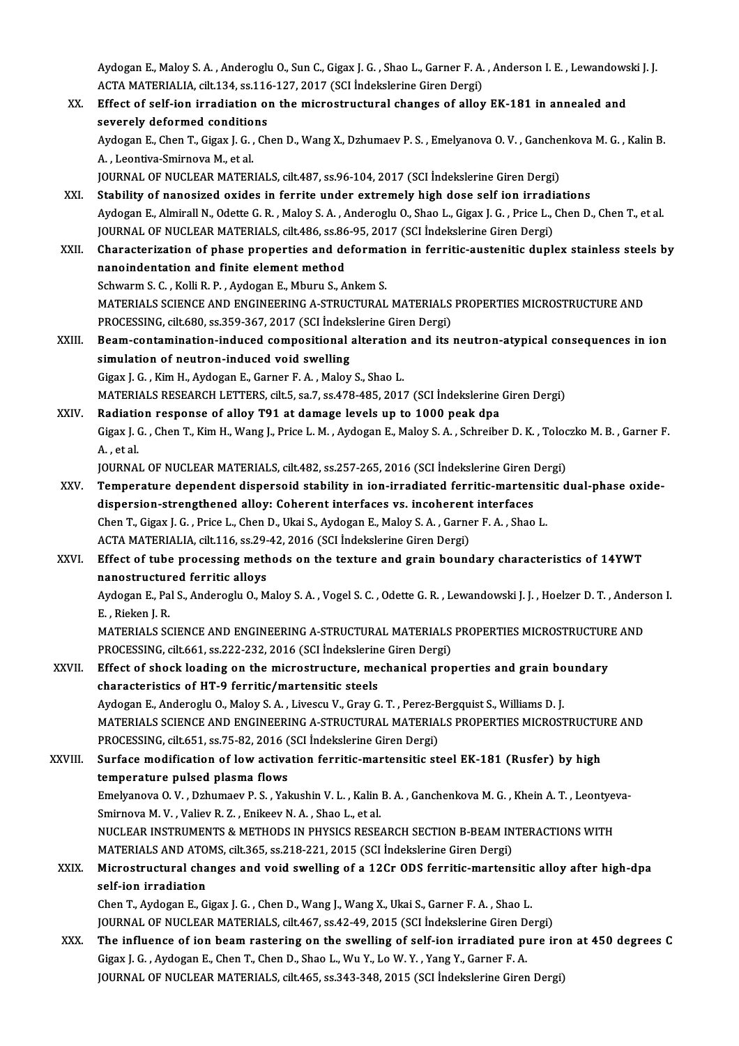Aydogan E., Maloy S. A. , Anderoglu O., Sun C., Gigax J. G. , Shao L., Garner F. A. , Anderson I. E. , Lewandowski J. J.
ACTA MATERIALIA, cilt.134, ss.116-127, 2017 (SCI İndekslerine Giren Dergi)

XX. **Effect of self-ion irradiation on the microstructural changes of alloy EK-181 in annealed and severely deformed conditions**
Aydogan E., Chen T., Gigax J. G. , Chen D., Wang X., Dzhumaev P. S. , Emelyanova O. V. , Ganchenkova M. G. , Kalin B. A. , Leontiva-Smirnova M., et al.
JOURNAL OF NUCLEAR MATERIALS, cilt.487, ss.96-104, 2017 (SCI İndekslerine Giren Dergi)

XXI. **Stability of nanosized oxides in ferrite under extremely high dose self ion irradiations**
Aydogan E., Almirall N., Odette G. R. , Maloy S. A. , Anderoglu O., Shao L., Gigax J. G. , Price L., Chen D., Chen T., et al.
JOURNAL OF NUCLEAR MATERIALS, cilt.486, ss.86-95, 2017 (SCI İndekslerine Giren Dergi)

XXII. **Characterization of phase properties and deformation in ferritic-austenitic duplex stainless steels by nanoindentation and finite element method**
Schwarm S. C. , Kolli R. P. , Aydogan E., Mburu S., Ankem S.
MATERIALS SCIENCE AND ENGINEERING A-STRUCTURAL MATERIALS PROPERTIES MICROSTRUCTURE AND PROCESSING, cilt.680, ss.359-367, 2017 (SCI İndekslerine Giren Dergi)

XXIII. **Beam-contamination-induced compositional alteration and its neutron-atypical consequences in ion simulation of neutron-induced void swelling**
Gigax J. G. , Kim H., Aydogan E., Garner F. A. , Maloy S., Shao L.
MATERIALS RESEARCH LETTERS, cilt.5, sa.7, ss.478-485, 2017 (SCI İndekslerine Giren Dergi)

XXIV. **Radiation response of alloy T91 at damage levels up to 1000 peak dpa**
Gigax J. G. , Chen T., Kim H., Wang J., Price L. M. , Aydogan E., Maloy S. A. , Schreiber D. K. , Toloczko M. B. , Garner F. A. , et al.
JOURNAL OF NUCLEAR MATERIALS, cilt.482, ss.257-265, 2016 (SCI İndekslerine Giren Dergi)

XXV. **Temperature dependent dispersoid stability in ion-irradiated ferritic-martensitic dual-phase oxide-dispersion-strengthened alloy: Coherent interfaces vs. incoherent interfaces**
Chen T., Gigax J. G. , Price L., Chen D., Ukai S., Aydogan E., Maloy S. A. , Garner F. A. , Shao L.
ACTA MATERIALIA, cilt.116, ss.29-42, 2016 (SCI İndekslerine Giren Dergi)

XXVI. **Effect of tube processing methods on the texture and grain boundary characteristics of 14YWT nanostructured ferritic alloys**
Aydogan E., Pal S., Anderoglu O., Maloy S. A. , Vogel S. C. , Odette G. R. , Lewandowski J. J. , Hoelzer D. T. , Anderson I. E. , Rieken J. R.
MATERIALS SCIENCE AND ENGINEERING A-STRUCTURAL MATERIALS PROPERTIES MICROSTRUCTURE AND PROCESSING, cilt.661, ss.222-232, 2016 (SCI İndekslerine Giren Dergi)

XXVII. **Effect of shock loading on the microstructure, mechanical properties and grain boundary characteristics of HT-9 ferritic/martensitic steels**
Aydogan E., Anderoglu O., Maloy S. A. , Livescu V., Gray G. T. , Perez-Bergquist S., Williams D. J.
MATERIALS SCIENCE AND ENGINEERING A-STRUCTURAL MATERIALS PROPERTIES MICROSTRUCTURE AND PROCESSING, cilt.651, ss.75-82, 2016 (SCI İndekslerine Giren Dergi)

XXVIII. **Surface modification of low activation ferritic-martensitic steel EK-181 (Rusfer) by high temperature pulsed plasma flows**
Emelyanova O. V. , Dzhumaev P. S. , Yakushin V. L. , Kalin B. A. , Ganchenkova M. G. , Khein A. T. , Leontyeva-Smirnova M. V. , Valiev R. Z. , Enikeev N. A. , Shao L., et al.
NUCLEAR INSTRUMENTS & METHODS IN PHYSICS RESEARCH SECTION B-BEAM INTERACTIONS WITH MATERIALS AND ATOMS, cilt.365, ss.218-221, 2015 (SCI İndekslerine Giren Dergi)

XXIX. **Microstructural changes and void swelling of a 12Cr ODS ferritic-martensitic alloy after high-dpa self-ion irradiation**
Chen T., Aydogan E., Gigax J. G. , Chen D., Wang J., Wang X., Ukai S., Garner F. A. , Shao L.
JOURNAL OF NUCLEAR MATERIALS, cilt.467, ss.42-49, 2015 (SCI İndekslerine Giren Dergi)

XXX. **The influence of ion beam rastering on the swelling of self-ion irradiated pure iron at 450 degrees C**
Gigax J. G. , Aydogan E., Chen T., Chen D., Shao L., Wu Y., Lo W. Y. , Yang Y., Garner F. A.
JOURNAL OF NUCLEAR MATERIALS, cilt.465, ss.343-348, 2015 (SCI İndekslerine Giren Dergi)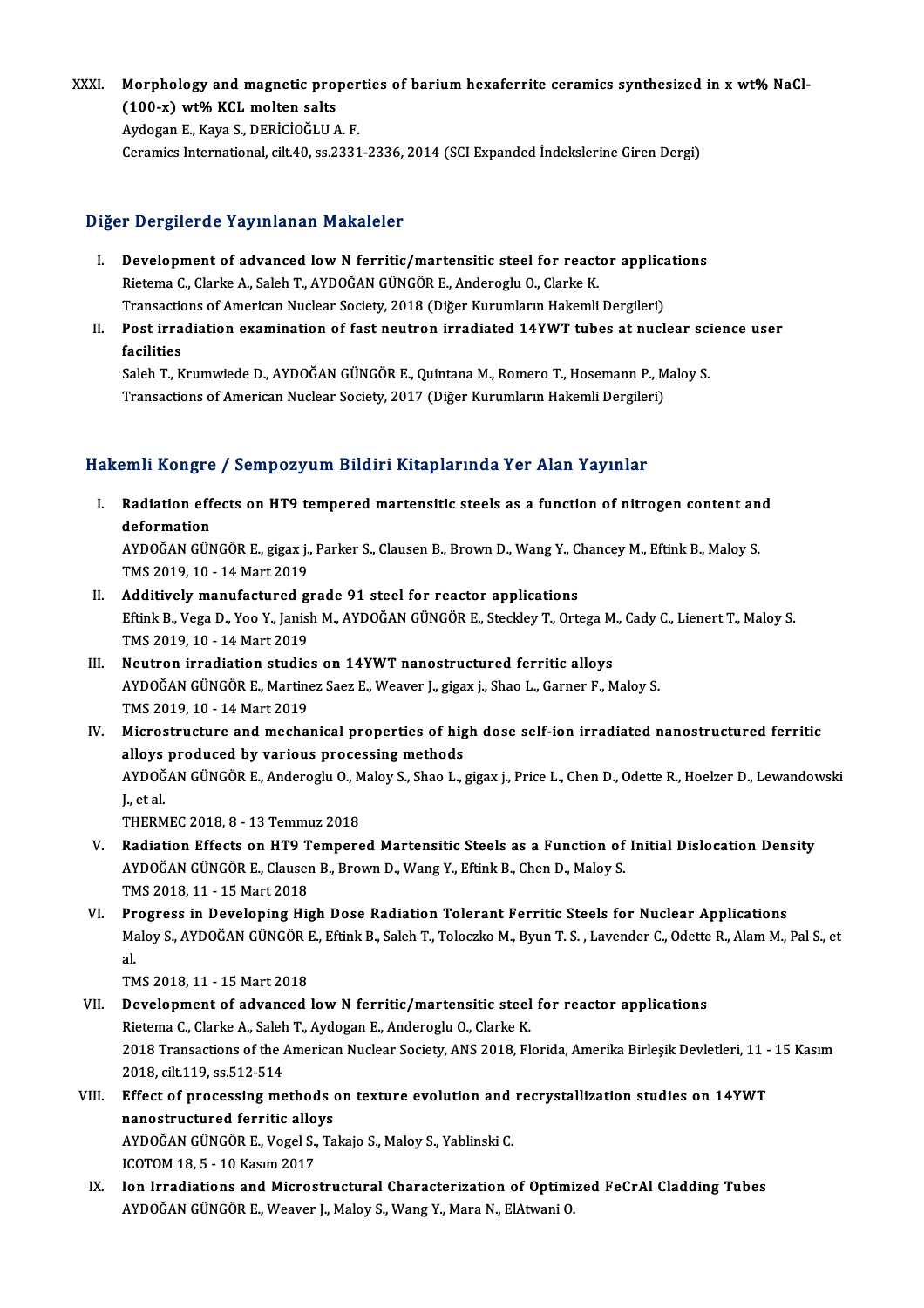XXXI. **Morphology and magnetic properties of barium hexaferrite ceramics synthesized in x wt% NaCl-(100-x) wt% KCL molten salts**
Aydogan E., Kaya S., DERİCİOĞLU A. F.
Ceramics International, cilt.40, ss.2331-2336, 2014 (SCI Expanded İndekslerine Giren Dergi)

## Diğer Dergilerde Yayınlanan Makaleler

I. **Development of advanced low N ferritic/martensitic steel for reactor applications**
Rietema C., Clarke A., Saleh T., AYDOĞAN GÜNGÖR E., Anderoglu O., Clarke K.
Transactions of American Nuclear Society, 2018 (Diğer Kurumların Hakemli Dergileri)

II. **Post irradiation examination of fast neutron irradiated 14YWT tubes at nuclear science user facilities**
Saleh T., Krumwiede D., AYDOĞAN GÜNGÖR E., Quintana M., Romero T., Hosemann P., Maloy S.
Transactions of American Nuclear Society, 2017 (Diğer Kurumların Hakemli Dergileri)

## Hakemli Kongre / Sempozyum Bildiri Kitaplarında Yer Alan Yayınlar

I. **Radiation effects on HT9 tempered martensitic steels as a function of nitrogen content and deformation**
AYDOĞAN GÜNGÖR E., gigax j., Parker S., Clausen B., Brown D., Wang Y., Chancey M., Eftink B., Maloy S.
TMS 2019, 10 - 14 Mart 2019

II. **Additively manufactured grade 91 steel for reactor applications**
Eftink B., Vega D., Yoo Y., Janish M., AYDOĞAN GÜNGÖR E., Steckley T., Ortega M., Cady C., Lienert T., Maloy S.
TMS 2019, 10 - 14 Mart 2019

III. **Neutron irradiation studies on 14YWT nanostructured ferritic alloys**
AYDOĞAN GÜNGÖR E., Martinez Saez E., Weaver J., gigax j., Shao L., Garner F., Maloy S.
TMS 2019, 10 - 14 Mart 2019

IV. **Microstructure and mechanical properties of high dose self-ion irradiated nanostructured ferritic alloys produced by various processing methods**
AYDOĞAN GÜNGÖR E., Anderoglu O., Maloy S., Shao L., gigax j., Price L., Chen D., Odette R., Hoelzer D., Lewandowski J., et al.
THERMEC 2018, 8 - 13 Temmuz 2018

V. **Radiation Effects on HT9 Tempered Martensitic Steels as a Function of Initial Dislocation Density**
AYDOĞAN GÜNGÖR E., Clausen B., Brown D., Wang Y., Eftink B., Chen D., Maloy S.
TMS 2018, 11 - 15 Mart 2018

VI. **Progress in Developing High Dose Radiation Tolerant Ferritic Steels for Nuclear Applications**
Maloy S., AYDOĞAN GÜNGÖR E., Eftink B., Saleh T., Toloczko M., Byun T. S. , Lavender C., Odette R., Alam M., Pal S., et al.
TMS 2018, 11 - 15 Mart 2018

VII. **Development of advanced low N ferritic/martensitic steel for reactor applications**
Rietema C., Clarke A., Saleh T., Aydogan E., Anderoglu O., Clarke K.
2018 Transactions of the American Nuclear Society, ANS 2018, Florida, Amerika Birleşik Devletleri, 11 - 15 Kasım 2018, cilt.119, ss.512-514

VIII. **Effect of processing methods on texture evolution and recrystallization studies on 14YWT nanostructured ferritic alloys**
AYDOĞAN GÜNGÖR E., Vogel S., Takajo S., Maloy S., Yablinski C.
ICOTOM 18, 5 - 10 Kasım 2017

IX. **Ion Irradiations and Microstructural Characterization of Optimized FeCrAl Cladding Tubes**
AYDOĞAN GÜNGÖR E., Weaver J., Maloy S., Wang Y., Mara N., ElAtwani O.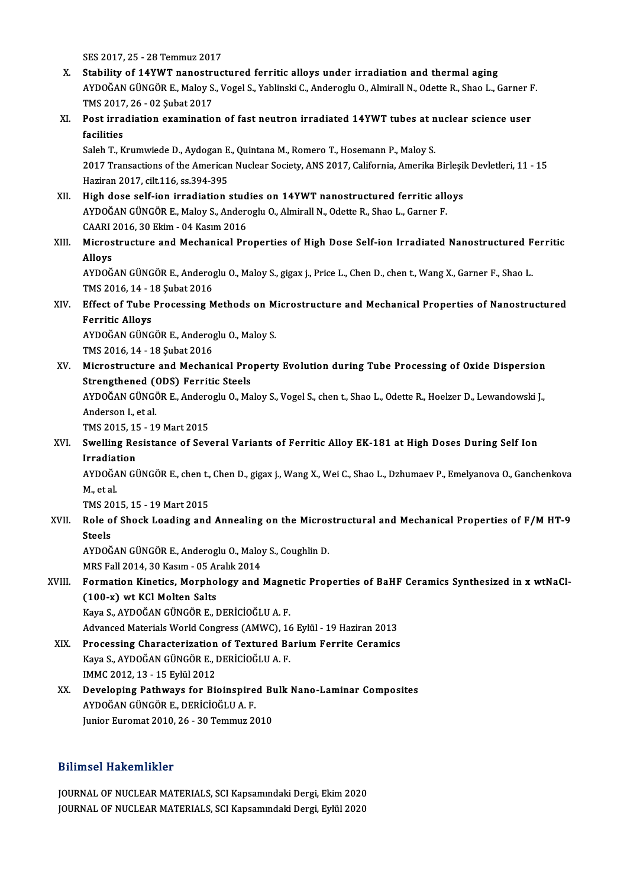SES 2017, 25 - 28 Temmuz 2017

X. **Stability of 14YWT nanostructured ferritic alloys under irradiation and thermal aging**
AYDOĞAN GÜNGÖR E., Maloy S., Vogel S., Yablinski C., Anderoglu O., Almirall N., Odette R., Shao L., Garner F.
TMS 2017, 26 - 02 Şubat 2017

XI. **Post irradiation examination of fast neutron irradiated 14YWT tubes at nuclear science user facilities**
Saleh T., Krumwiede D., Aydogan E., Quintana M., Romero T., Hosemann P., Maloy S.
2017 Transactions of the American Nuclear Society, ANS 2017, California, Amerika Birleşik Devletleri, 11 - 15 Haziran 2017, cilt.116, ss.394-395

XII. **High dose self-ion irradiation studies on 14YWT nanostructured ferritic alloys**
AYDOĞAN GÜNGÖR E., Maloy S., Anderoglu O., Almirall N., Odette R., Shao L., Garner F.
CAARI 2016, 30 Ekim - 04 Kasım 2016

XIII. **Microstructure and Mechanical Properties of High Dose Self-ion Irradiated Nanostructured Ferritic Alloys**
AYDOĞAN GÜNGÖR E., Anderoglu O., Maloy S., gigax j., Price L., Chen D., chen t., Wang X., Garner F., Shao L.
TMS 2016, 14 - 18 Şubat 2016

XIV. **Effect of Tube Processing Methods on Microstructure and Mechanical Properties of Nanostructured Ferritic Alloys**
AYDOĞAN GÜNGÖR E., Anderoglu O., Maloy S.
TMS 2016, 14 - 18 Şubat 2016

XV. **Microstructure and Mechanical Property Evolution during Tube Processing of Oxide Dispersion Strengthened (ODS) Ferritic Steels**
AYDOĞAN GÜNGÖR E., Anderoglu O., Maloy S., Vogel S., chen t., Shao L., Odette R., Hoelzer D., Lewandowski J., Anderson I., et al.
TMS 2015, 15 - 19 Mart 2015

XVI. **Swelling Resistance of Several Variants of Ferritic Alloy EK-181 at High Doses During Self Ion Irradiation**
AYDOĞAN GÜNGÖR E., chen t., Chen D., gigax j., Wang X., Wei C., Shao L., Dzhumaev P., Emelyanova O., Ganchenkova M., et al.
TMS 2015, 15 - 19 Mart 2015

XVII. **Role of Shock Loading and Annealing on the Microstructural and Mechanical Properties of F/M HT-9 Steels**
AYDOĞAN GÜNGÖR E., Anderoglu O., Maloy S., Coughlin D.
MRS Fall 2014, 30 Kasım - 05 Aralık 2014

XVIII. **Formation Kinetics, Morphology and Magnetic Properties of BaHF Ceramics Synthesized in x wtNaCl-(100-x) wt KCl Molten Salts**
Kaya S., AYDOĞAN GÜNGÖR E., DERİCİOĞLU A. F.
Advanced Materials World Congress (AMWC), 16 Eylül - 19 Haziran 2013

XIX. **Processing Characterization of Textured Barium Ferrite Ceramics**
Kaya S., AYDOĞAN GÜNGÖR E., DERİCİOĞLU A. F.
IMMC 2012, 13 - 15 Eylül 2012

XX. **Developing Pathways for Bioinspired Bulk Nano-Laminar Composites**
AYDOĞAN GÜNGÖR E., DERİCİOĞLU A. F.
Junior Euromat 2010, 26 - 30 Temmuz 2010

## Bilimsel Hakemlikler

JOURNAL OF NUCLEAR MATERIALS, SCI Kapsamındaki Dergi, Ekim 2020
JOURNAL OF NUCLEAR MATERIALS, SCI Kapsamındaki Dergi, Eylül 2020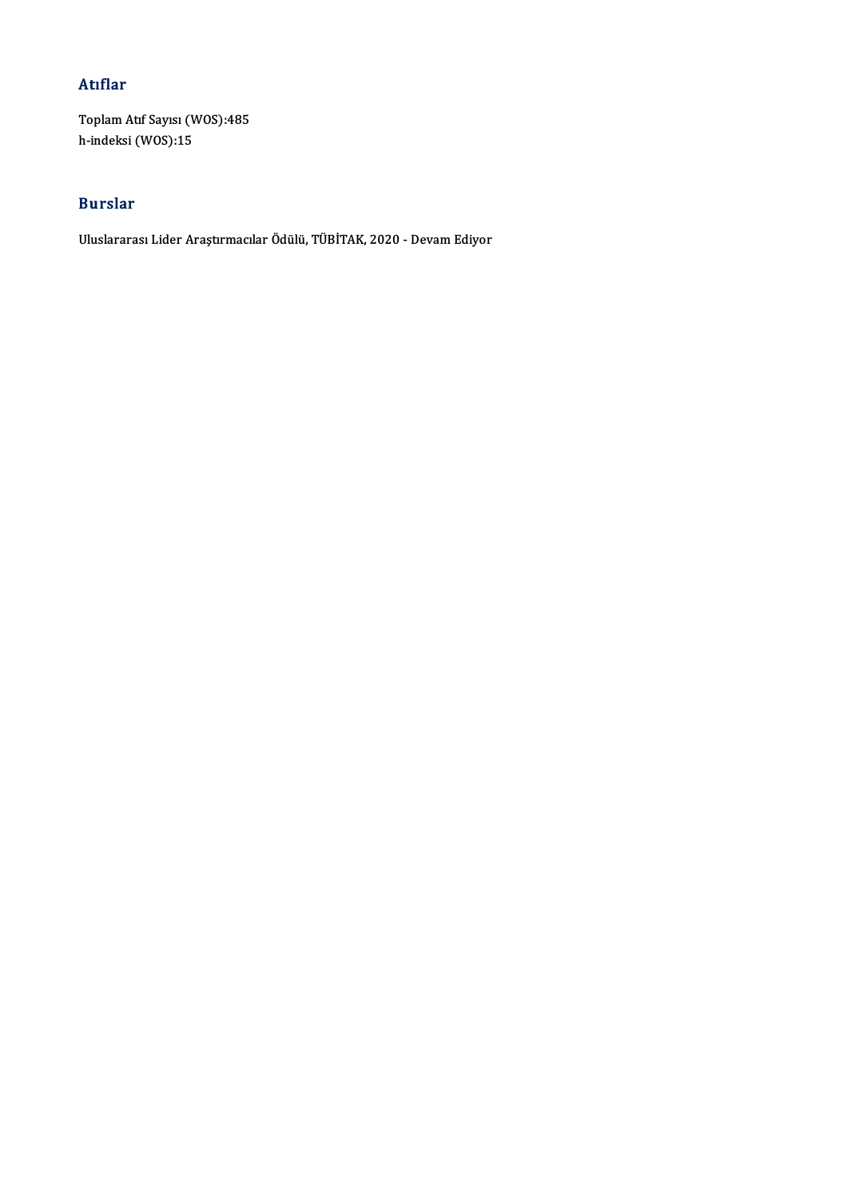## Atıflar

Toplam Atıf Sayısı (WOS):485
h-indeksi (WOS):15

## Burslar

Uluslararası Lider Araştırmacılar Ödülü, TÜBİTAK, 2020 - Devam Ediyor